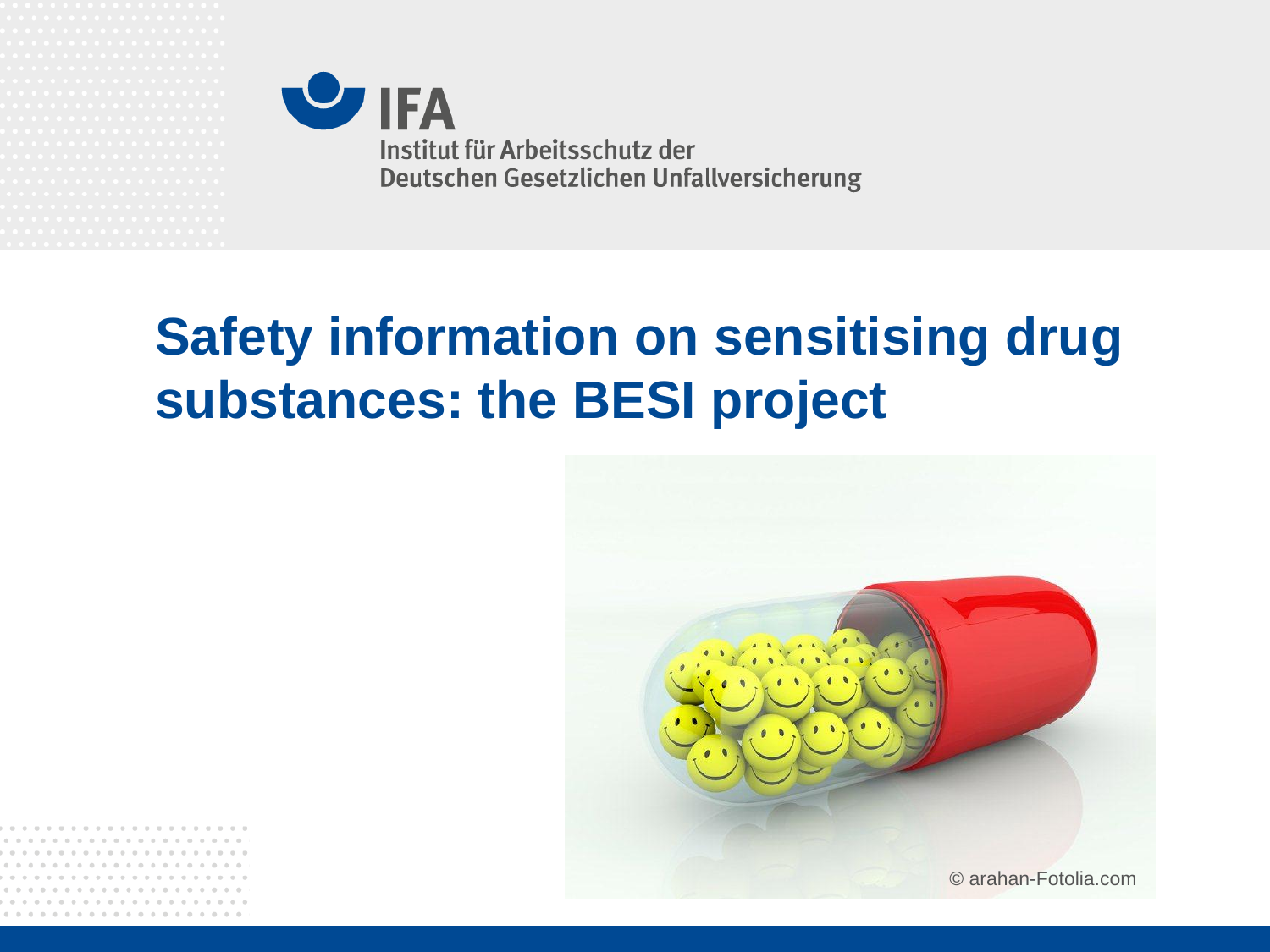IFA

Institut für Arbeitsschutz der Deutschen Gesetzlichen Unfallversicherung

# Safety information on sensitising drug substances: the BESI project

© arahan-Fotolia.com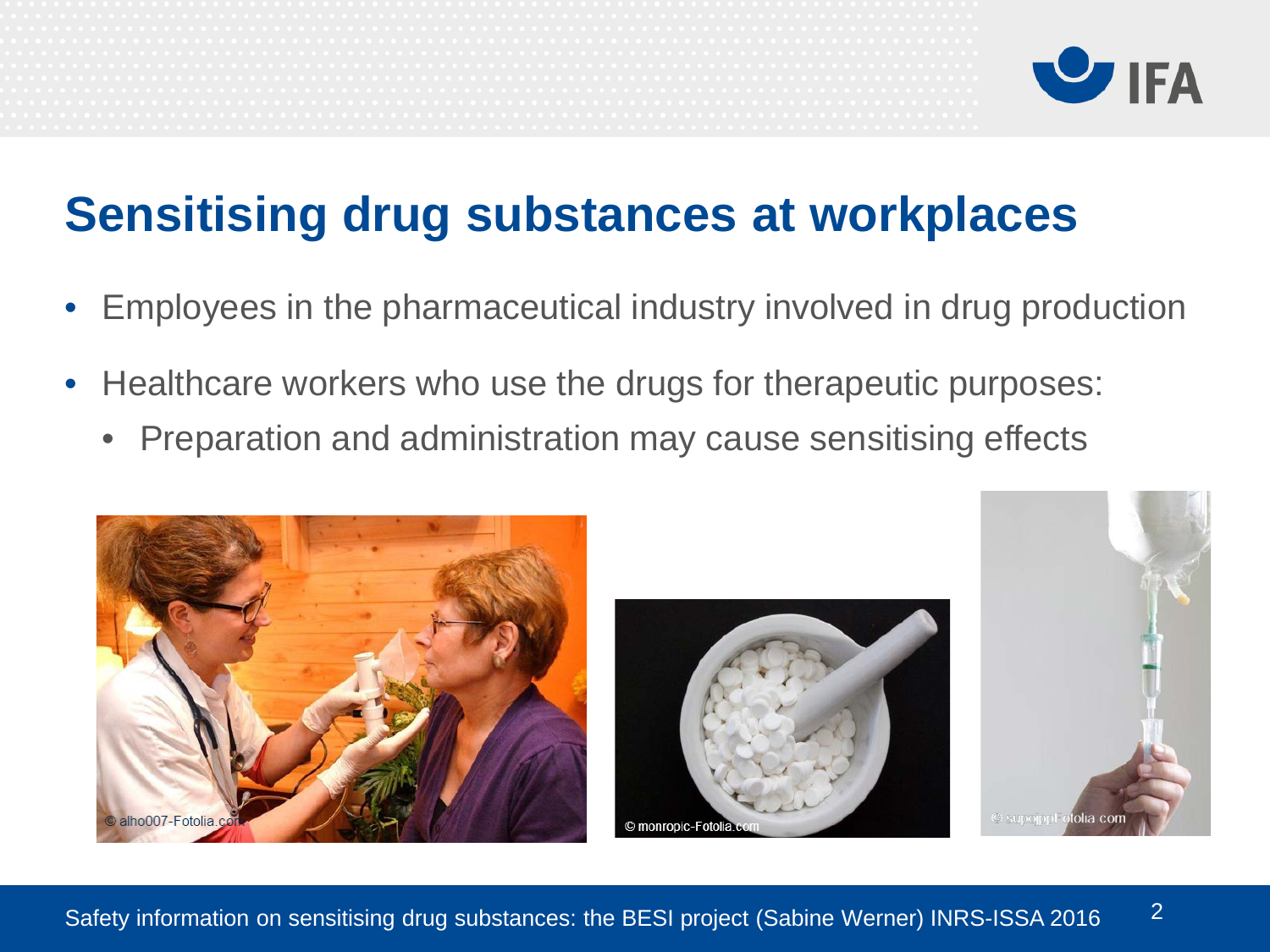# Sensitising drug substances at workplaces

- Employees in the pharmaceutical industry involved in drug production
- Healthcare workers who use the drugs for therapeutic purposes:
  - Preparation and administration may cause sensitising effects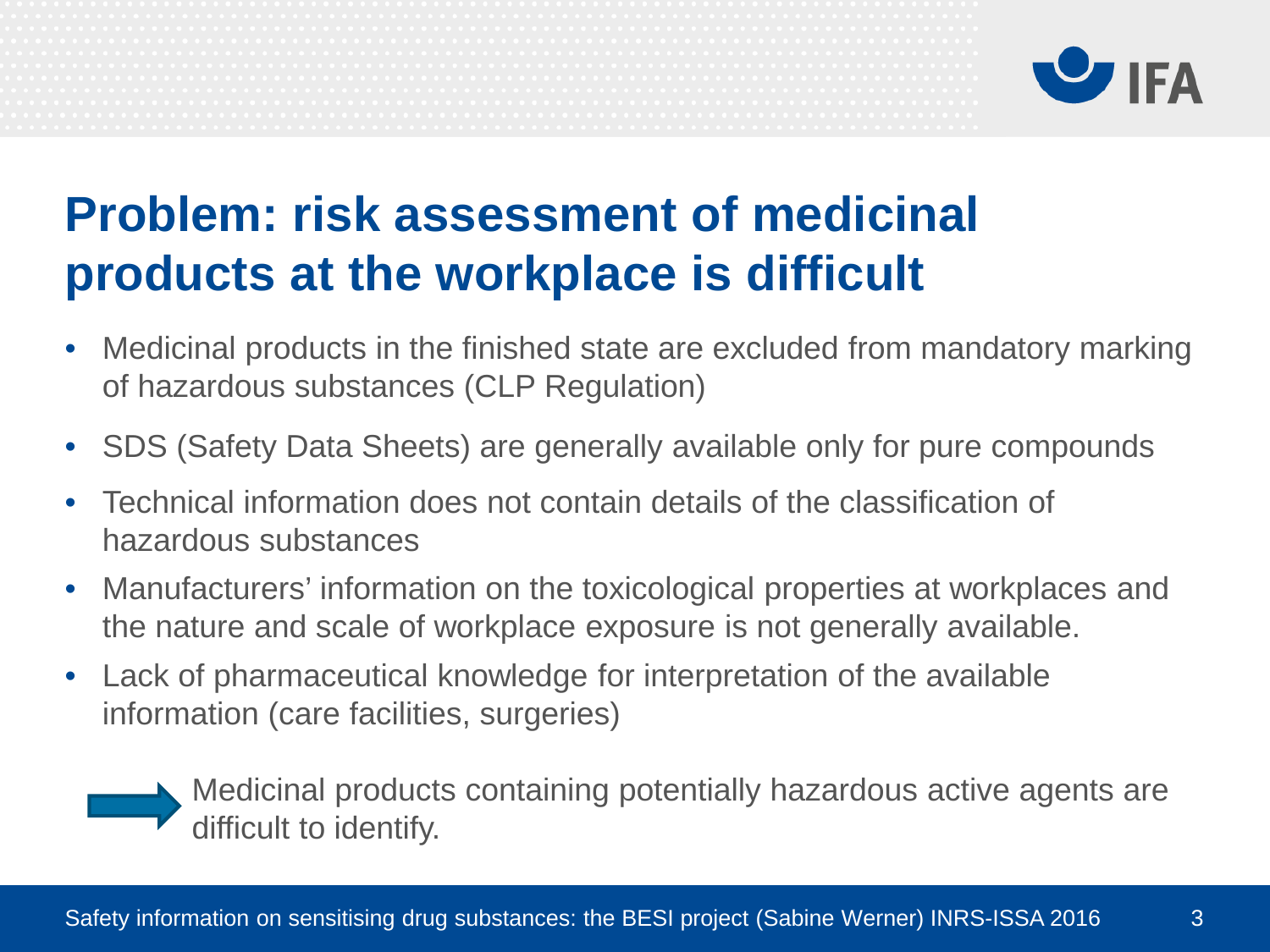# Problem: risk assessment of medicinal products at the workplace is difficult

- Medicinal products in the finished state are excluded from mandatory marking of hazardous substances (CLP Regulation)
- SDS (Safety Data Sheets) are generally available only for pure compounds
- Technical information does not contain details of the classification of hazardous substances
- Manufacturers' information on the toxicological properties at workplaces and the nature and scale of workplace exposure is not generally available.
- Lack of pharmaceutical knowledge for interpretation of the available information (care facilities, surgeries)

→ Medicinal products containing potentially hazardous active agents are difficult to identify.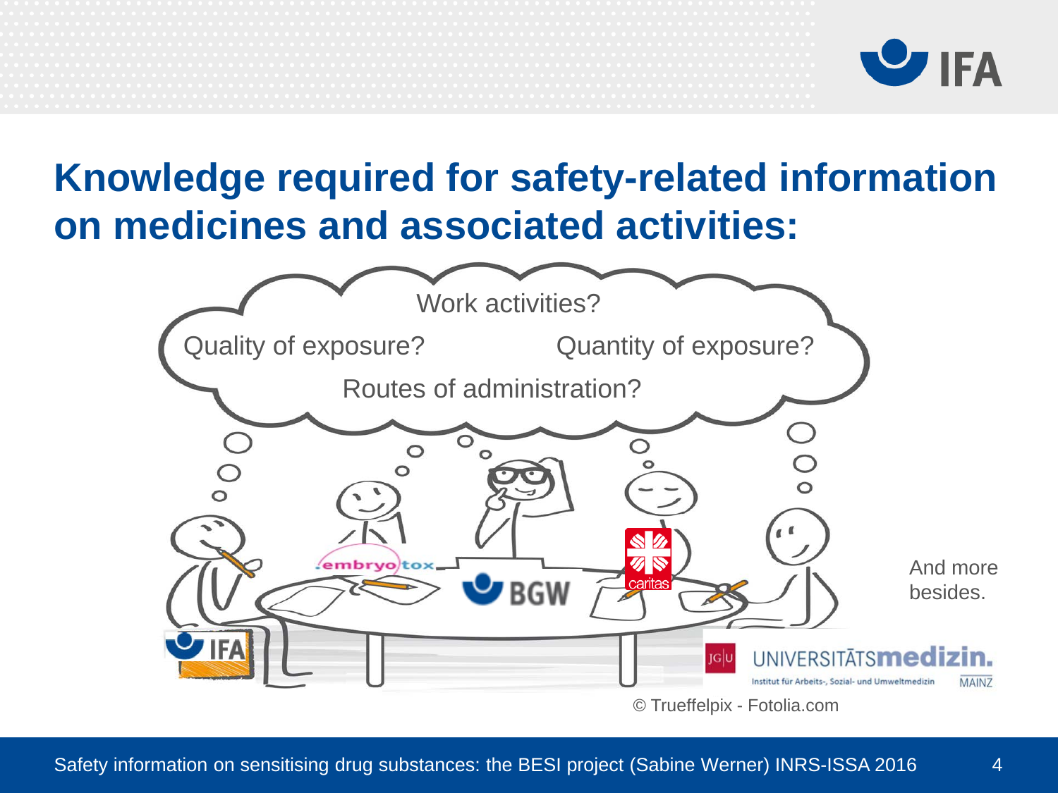# Knowledge required for safety-related information on medicines and associated activities:

Work activities?

Quality of exposure?

Quantity of exposure?

Routes of administration?

And more besides.

© Trueffelpix - Fotolia.com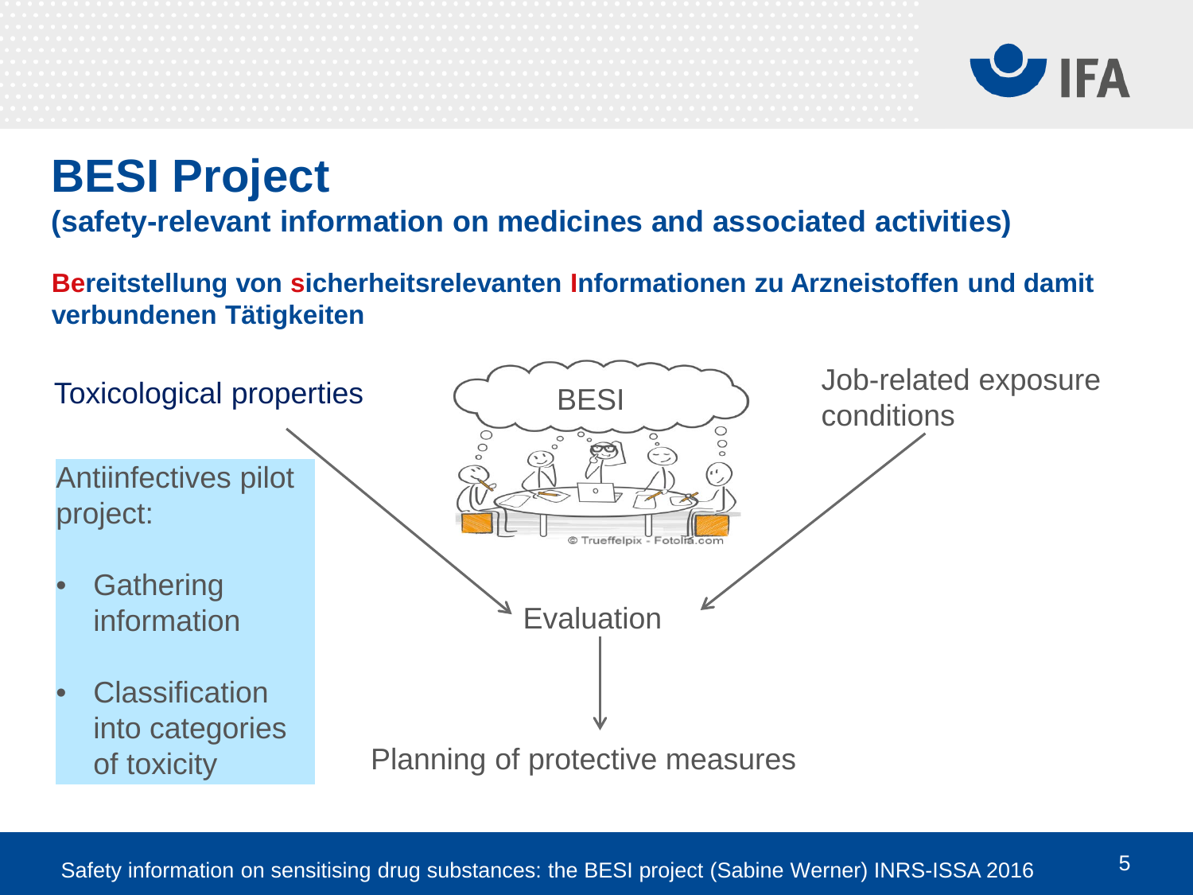# BESI Project

**(safety-relevant information on medicines and associated activities)**

**Bereitstellung von sicherheitsrelevanten Informationen zu Arzneistoffen und damit verbundenen Tätigkeiten**

Toxicological properties

Antiinfectives pilot project:

- Gathering information
- Classification into categories of toxicity

BESI

© Trueffelpix - Fotolia.com

Job-related exposure conditions

Evaluation

Planning of protective measures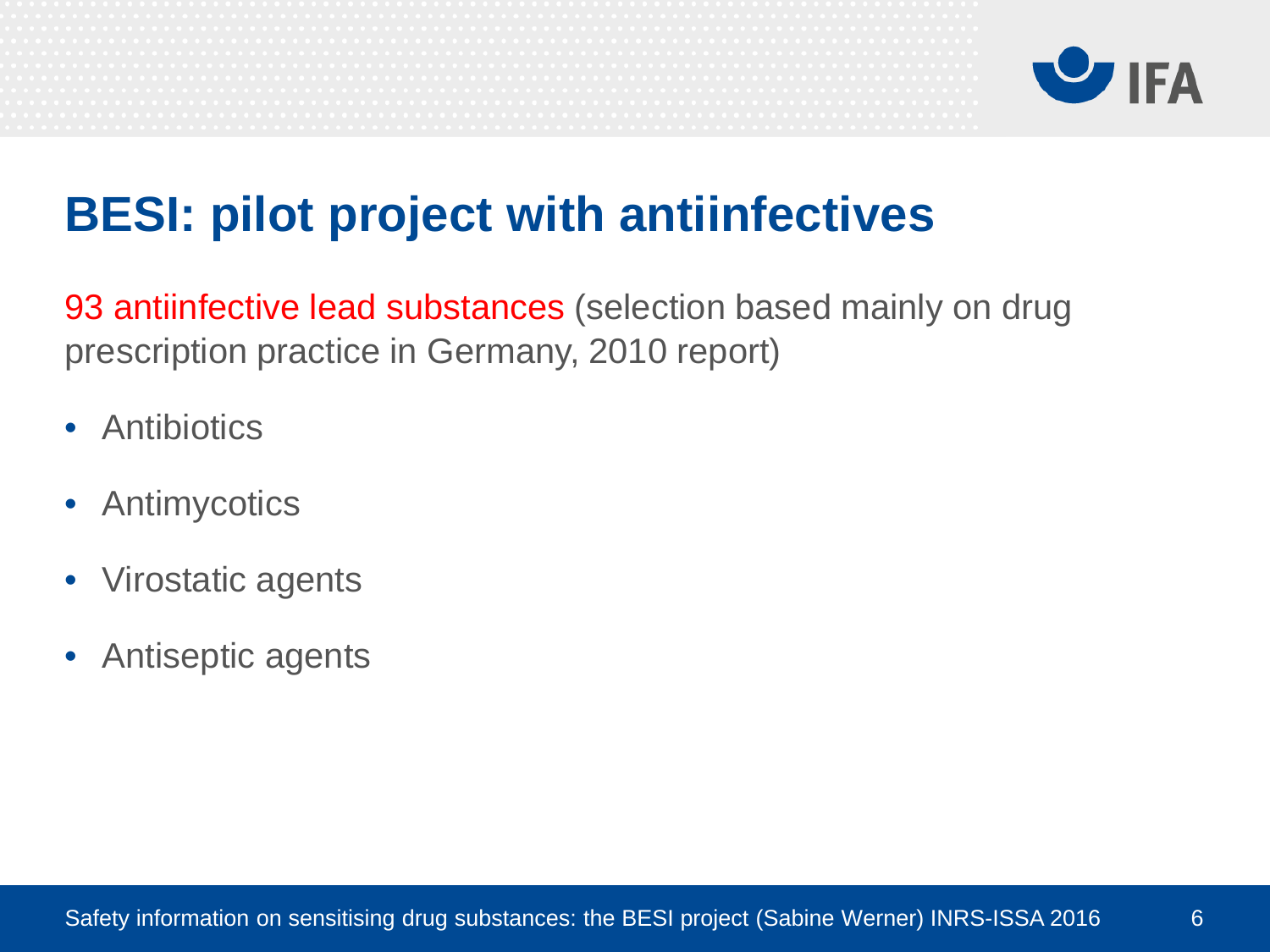# BESI: pilot project with antiinfectives

93 antiinfective lead substances (selection based mainly on drug prescription practice in Germany, 2010 report)

- Antibiotics
- Antimycotics
- Virostatic agents
- Antiseptic agents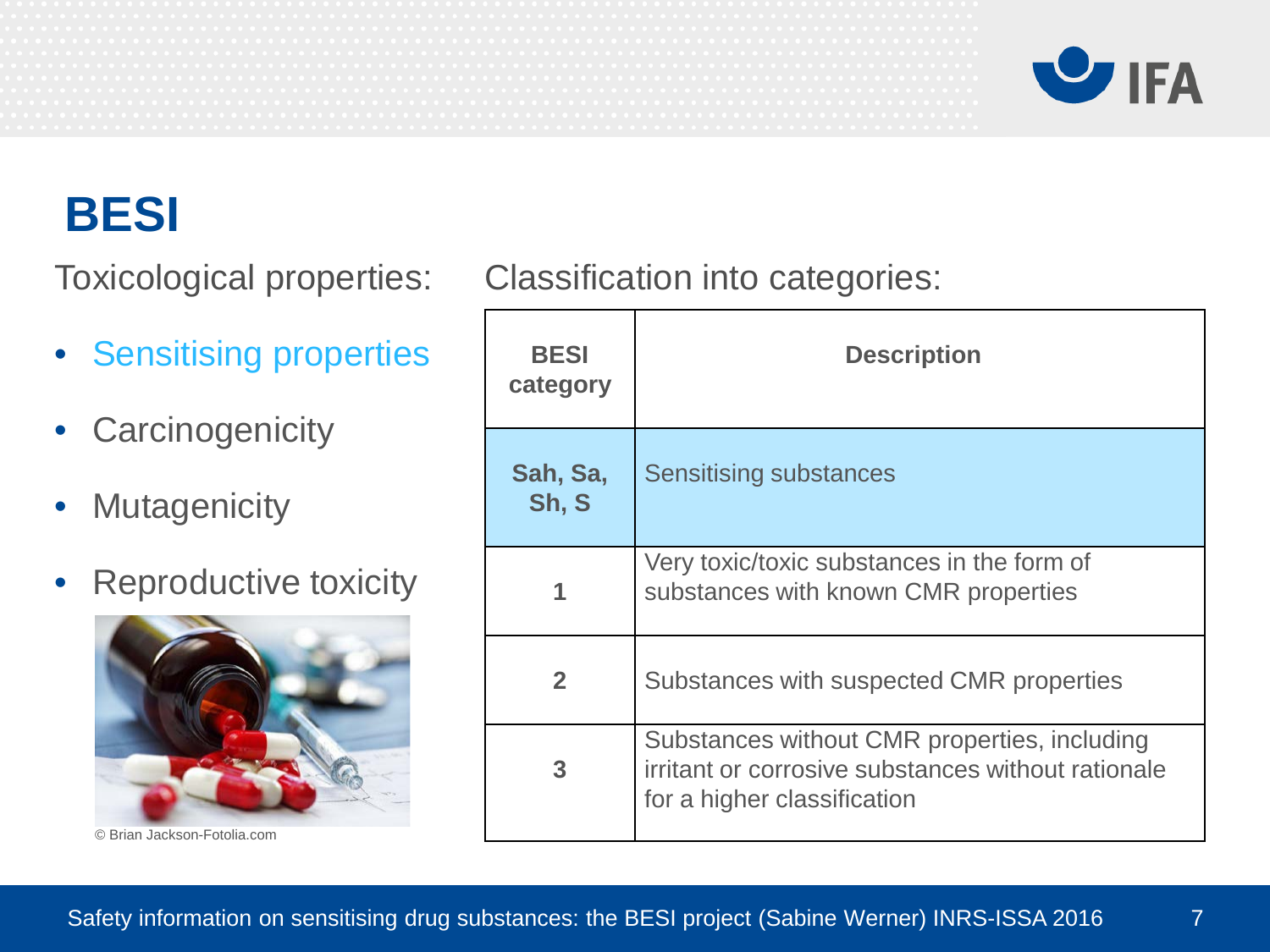# BESI

Toxicological properties:

- Sensitising properties
- Carcinogenicity
- Mutagenicity
- Reproductive toxicity

© Brian Jackson-Fotolia.com

Classification into categories:

| BESI category | Description |
| --- | --- |
| Sah, Sa, Sh, S | Sensitising substances |
| 1 | Very toxic/toxic substances in the form of substances with known CMR properties |
| 2 | Substances with suspected CMR properties |
| 3 | Substances without CMR properties, including irritant or corrosive substances without rationale for a higher classification |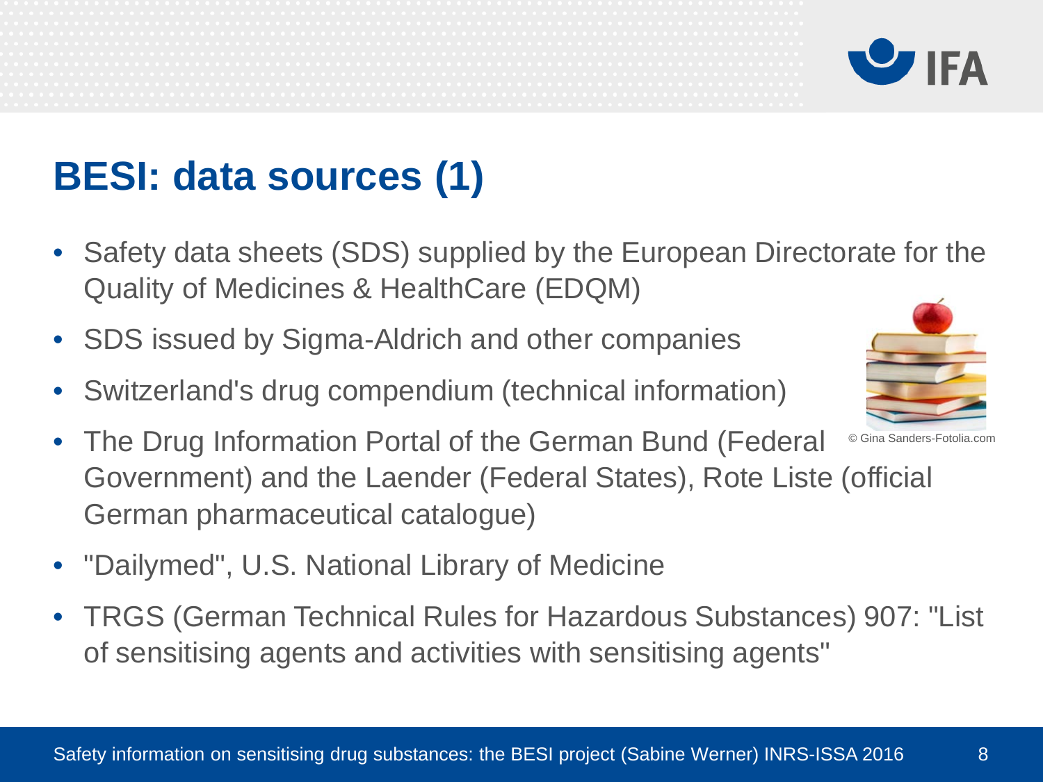# BESI: data sources (1)

- Safety data sheets (SDS) supplied by the European Directorate for the Quality of Medicines & HealthCare (EDQM)
- SDS issued by Sigma-Aldrich and other companies
- Switzerland's drug compendium (technical information)
- The Drug Information Portal of the German Bund (Federal Government) and the Laender (Federal States), Rote Liste (official German pharmaceutical catalogue)
- "Dailymed", U.S. National Library of Medicine
- TRGS (German Technical Rules for Hazardous Substances) 907: "List of sensitising agents and activities with sensitising agents"

© Gina Sanders-Fotolia.com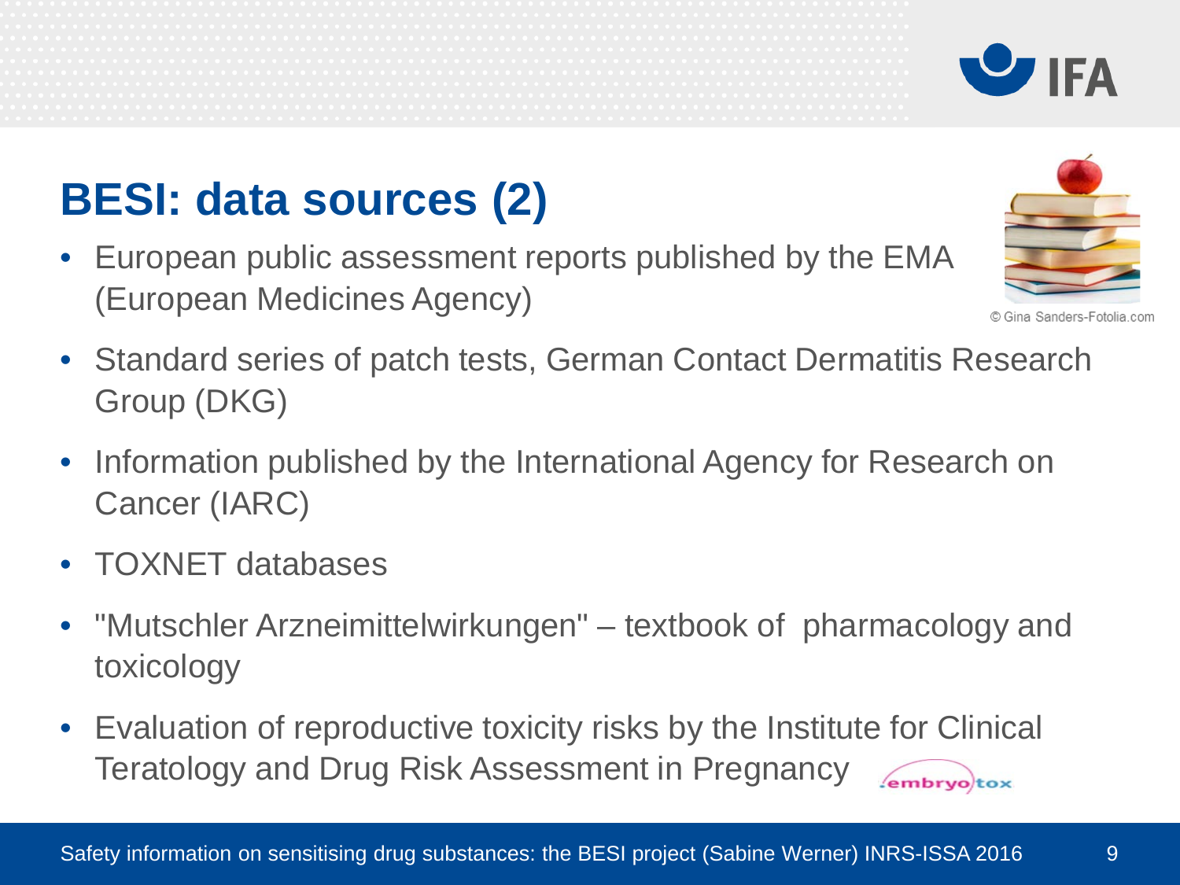# BESI: data sources (2)

- European public assessment reports published by the EMA (European Medicines Agency)
- Standard series of patch tests, German Contact Dermatitis Research Group (DKG)
- Information published by the International Agency for Research on Cancer (IARC)
- TOXNET databases
- "Mutschler Arzneimittelwirkungen" – textbook of pharmacology and toxicology
- Evaluation of reproductive toxicity risks by the Institute for Clinical Teratology and Drug Risk Assessment in Pregnancy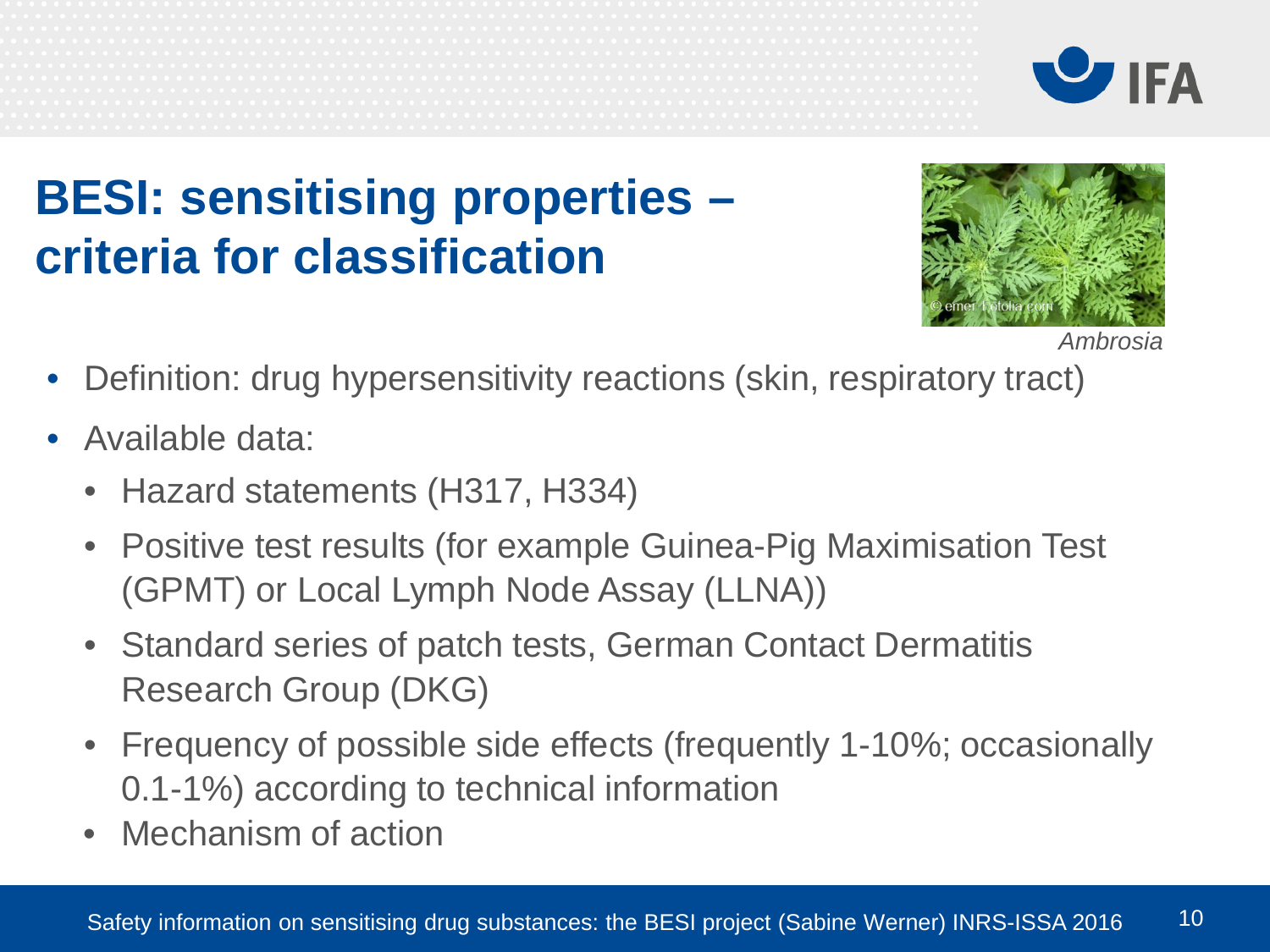# BESI: sensitising properties – criteria for classification

*Ambrosia*

- Definition: drug hypersensitivity reactions (skin, respiratory tract)
- Available data:
  - Hazard statements (H317, H334)
  - Positive test results (for example Guinea-Pig Maximisation Test (GPMT) or Local Lymph Node Assay (LLNA))
  - Standard series of patch tests, German Contact Dermatitis Research Group (DKG)
  - Frequency of possible side effects (frequently 1-10%; occasionally 0.1-1%) according to technical information
  - Mechanism of action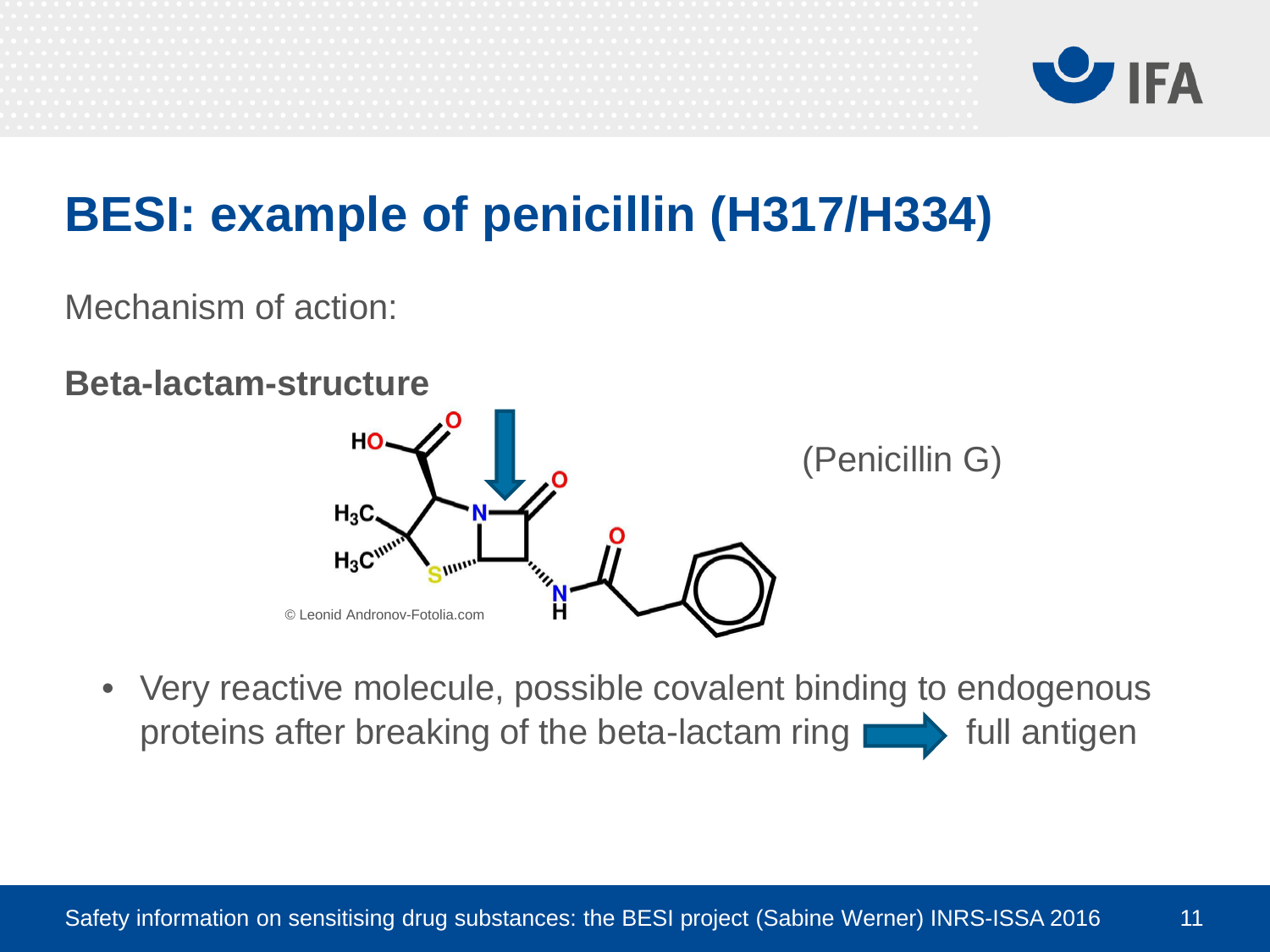# BESI: example of penicillin (H317/H334)

Mechanism of action:

**Beta-lactam-structure**

(Penicillin G)

© Leonid Andronov-Fotolia.com

- Very reactive molecule, possible covalent binding to endogenous proteins after breaking of the beta-lactam ring → full antigen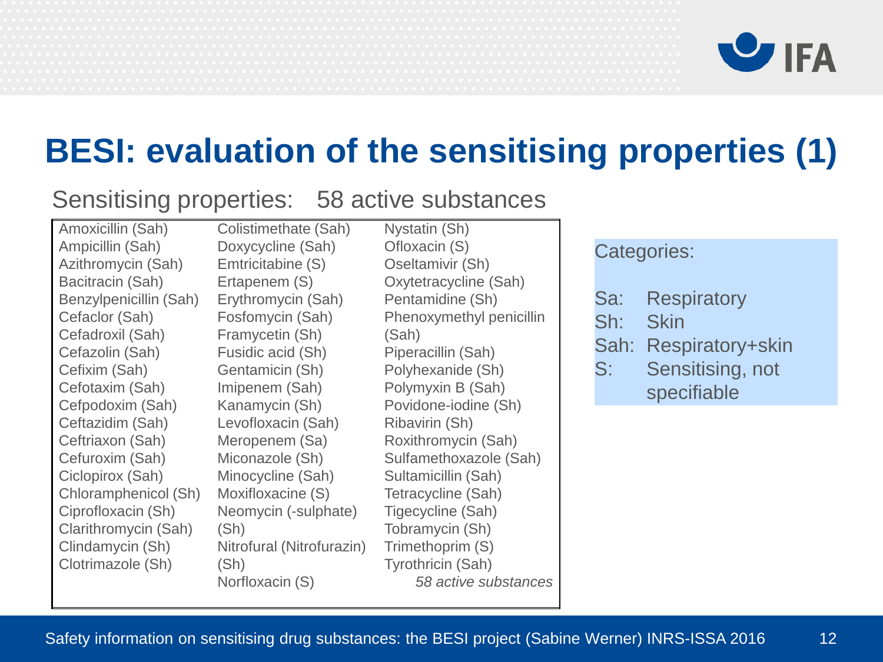# BESI: evaluation of the sensitising properties (1)

Sensitising properties: 58 active substances

| | | |
|---|---|---|
| Amoxicillin (Sah) | Colistimethate (Sah) | Nystatin (Sh) |
| Ampicillin (Sah) | Doxycycline (Sah) | Ofloxacin (S) |
| Azithromycin (Sah) | Emtricitabine (S) | Oseltamivir (Sh) |
| Bacitracin (Sah) | Ertapenem (S) | Oxytetracycline (Sah) |
| Benzylpenicillin (Sah) | Erythromycin (Sah) | Pentamidine (Sh) |
| Cefaclor (Sah) | Fosfomycin (Sah) | Phenoxymethyl penicillin (Sah) |
| Cefadroxil (Sah) | Framycetin (Sh) | Piperacillin (Sah) |
| Cefazolin (Sah) | Fusidic acid (Sh) | Polyhexanide (Sh) |
| Cefixim (Sah) | Gentamicin (Sh) | Polymyxin B (Sah) |
| Cefotaxim (Sah) | Imipenem (Sah) | Povidone-iodine (Sh) |
| Cefpodoxim (Sah) | Kanamycin (Sh) | Ribavirin (Sh) |
| Ceftazidim (Sah) | Levofloxacin (Sah) | Roxithromycin (Sah) |
| Ceftriaxon (Sah) | Meropenem (Sa) | Sulfamethoxazole (Sah) |
| Cefuroxim (Sah) | Miconazole (Sh) | Sultamicillin (Sah) |
| Ciclopirox (Sah) | Minocycline (Sah) | Tetracycline (Sah) |
| Chloramphenicol (Sh) | Moxifloxacine (S) | Tigecycline (Sah) |
| Ciprofloxacin (Sh) | Neomycin (-sulphate) (Sh) | Tobramycin (Sh) |
| Clarithromycin (Sah) | Nitrofural (Nitrofurazin) (Sh) | Trimethoprim (S) |
| Clindamycin (Sh) | Norfloxacin (S) | Tyrothricin (Sah) |
| Clotrimazole (Sh) | | *58 active substances* |

Categories:

- Sa: Respiratory
- Sh: Skin
- Sah: Respiratory+skin
- S: Sensitising, not specifiable

Safety information on sensitising drug substances: the BESI project (Sabine Werner) INRS-ISSA 2016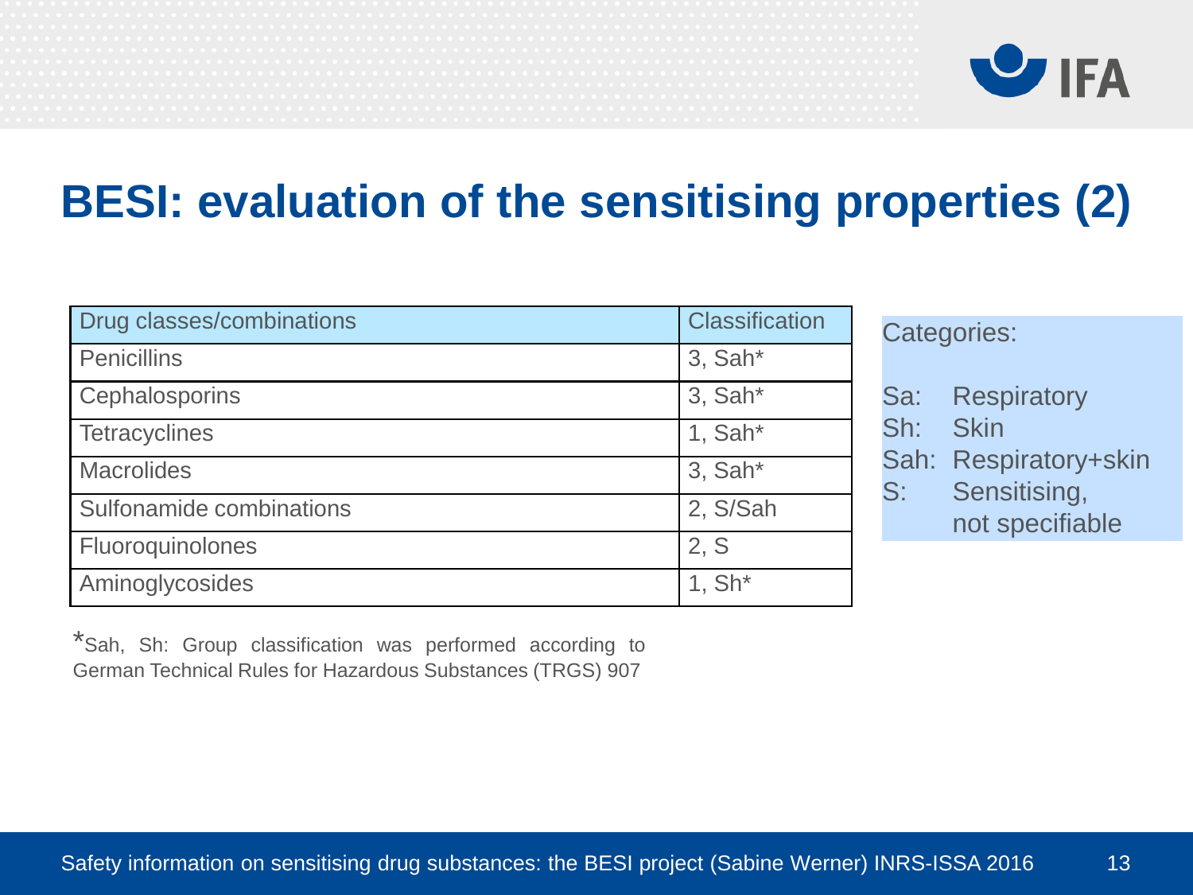# BESI: evaluation of the sensitising properties (2)

| Drug classes/combinations | Classification |
| --- | --- |
| Penicillins | 3, Sah* |
| Cephalosporins | 3, Sah* |
| Tetracyclines | 1, Sah* |
| Macrolides | 3, Sah* |
| Sulfonamide combinations | 2, S/Sah |
| Fluoroquinolones | 2, S |
| Aminoglycosides | 1, Sh* |

*Sah, Sh: Group classification was performed according to German Technical Rules for Hazardous Substances (TRGS) 907

Categories:

- Sa: Respiratory
- Sh: Skin
- Sah: Respiratory+skin
- S: Sensitising, not specifiable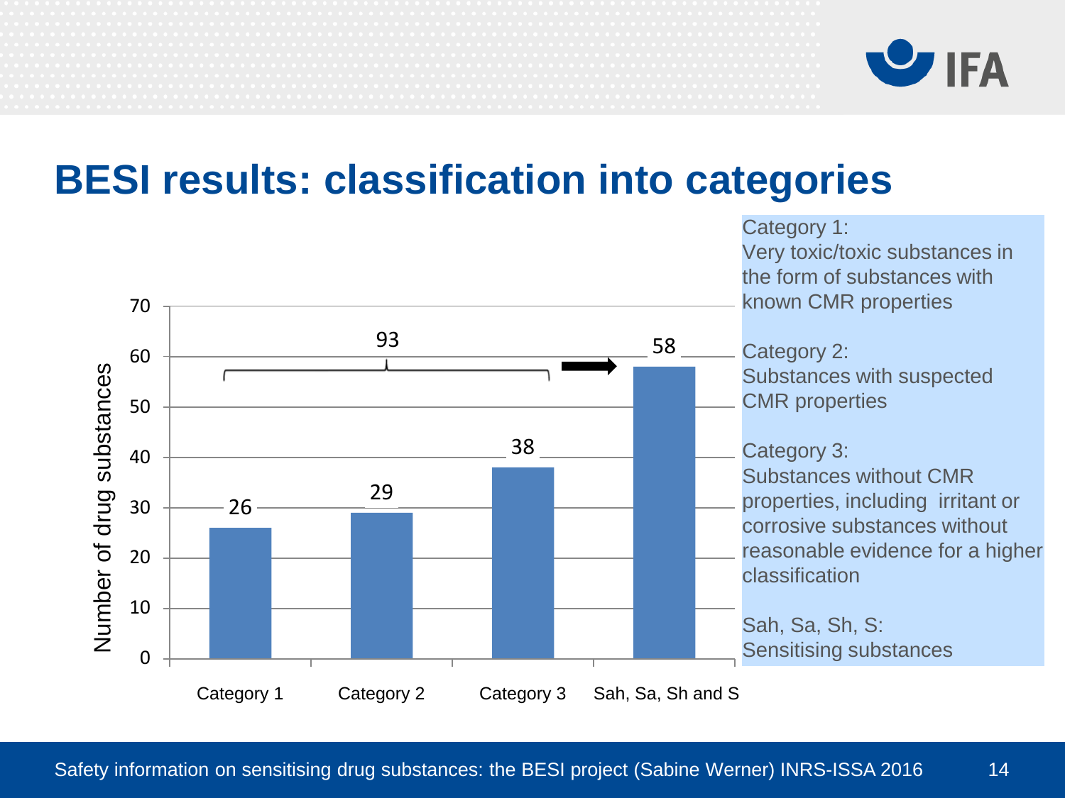# BESI results: classification into categories

| | Number of drug substances |
|---|---|
| Category 1 | 26 |
| Category 2 | 29 |
| Category 3 | 38 |
| Sah, Sa, Sh and S | 58 |

Categories 1–3 combined: 93

Category 1:
Very toxic/toxic substances in the form of substances with known CMR properties

Category 2:
Substances with suspected CMR properties

Category 3:
Substances without CMR properties, including irritant or corrosive substances without reasonable evidence for a higher classification

Sah, Sa, Sh, S:
Sensitising substances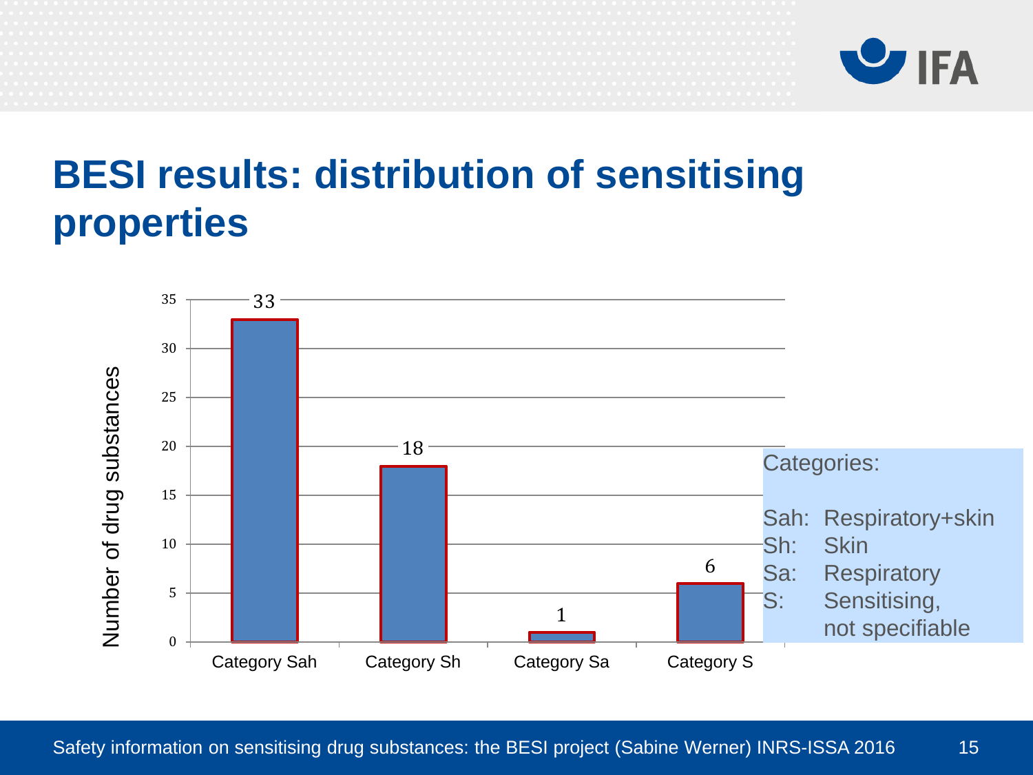# BESI results: distribution of sensitising properties

| Category | Number of drug substances |
|---|---|
| Category Sah | 33 |
| Category Sh | 18 |
| Category Sa | 1 |
| Category S | 6 |

Categories:

- Sah: Respiratory+skin
- Sh: Skin
- Sa: Respiratory
- S: Sensitising, not specifiable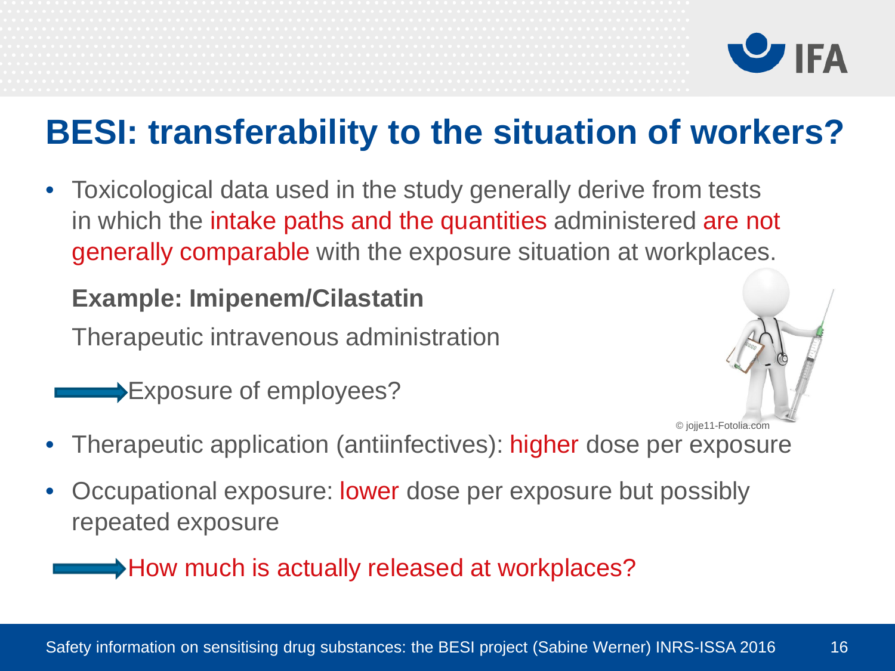# BESI: transferability to the situation of workers?

- Toxicological data used in the study generally derive from tests in which the intake paths and the quantities administered are not generally comparable with the exposure situation at workplaces.

  **Example: Imipenem/Cilastatin**

  Therapeutic intravenous administration

  → Exposure of employees?

© jojje11-Fotolia.com

- Therapeutic application (antiinfectives): higher dose per exposure
- Occupational exposure: lower dose per exposure but possibly repeated exposure

→ How much is actually released at workplaces?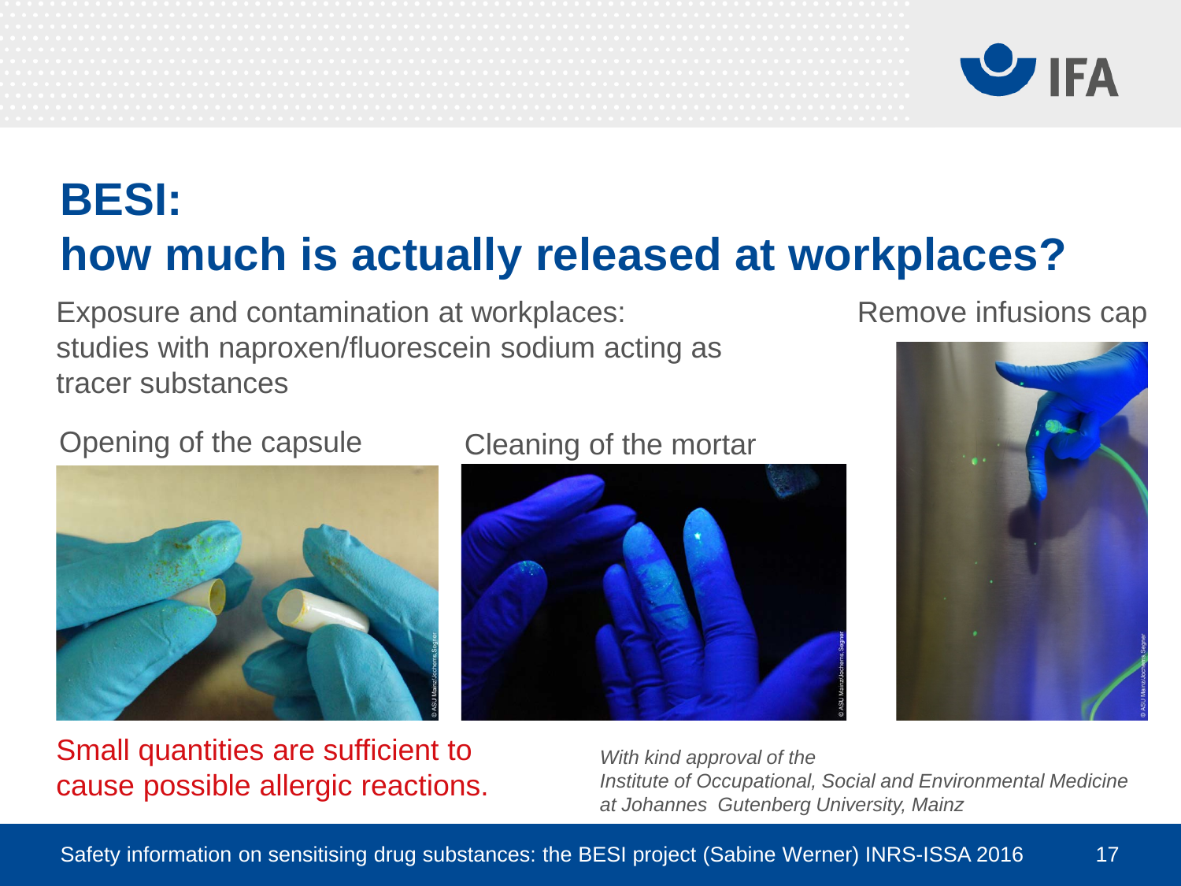# BESI: how much is actually released at workplaces?

Exposure and contamination at workplaces: studies with naproxen/fluorescein sodium acting as tracer substances

Opening of the capsule

Cleaning of the mortar

Remove infusions cap

Small quantities are sufficient to cause possible allergic reactions.

*With kind approval of the Institute of Occupational, Social and Environmental Medicine at Johannes Gutenberg University, Mainz*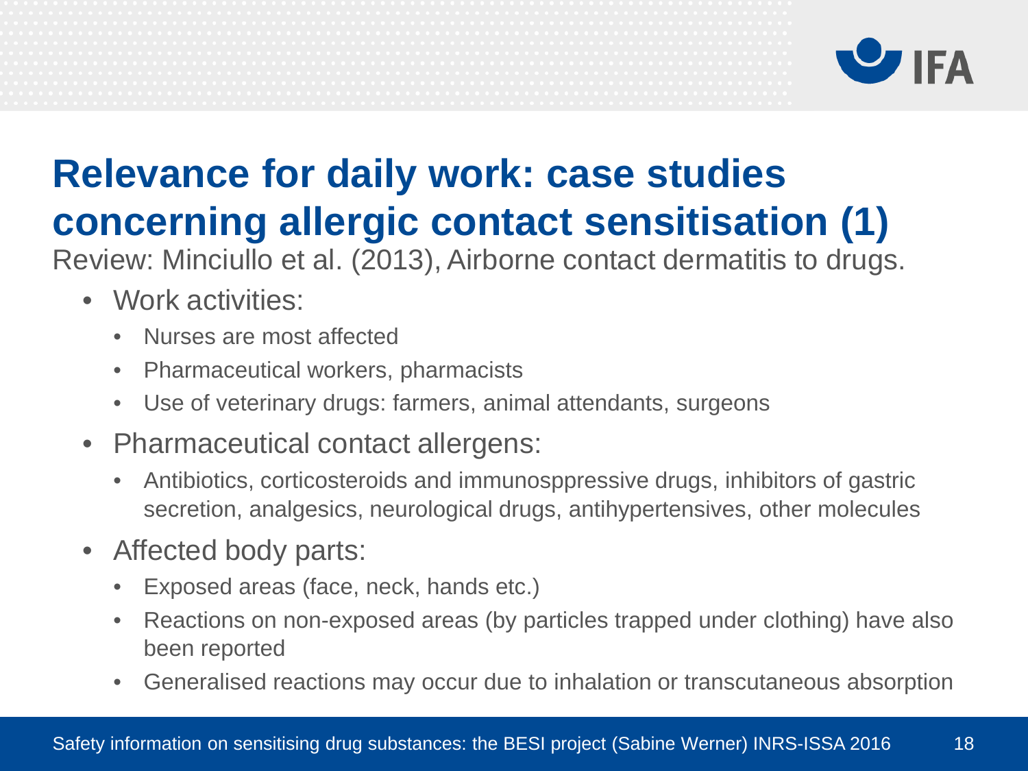# Relevance for daily work: case studies concerning allergic contact sensitisation (1)

Review: Minciullo et al. (2013), Airborne contact dermatitis to drugs.

- Work activities:
  - Nurses are most affected
  - Pharmaceutical workers, pharmacists
  - Use of veterinary drugs: farmers, animal attendants, surgeons
- Pharmaceutical contact allergens:
  - Antibiotics, corticosteroids and immunospressive drugs, inhibitors of gastric secretion, analgesics, neurological drugs, antihypertensives, other molecules
- Affected body parts:
  - Exposed areas (face, neck, hands etc.)
  - Reactions on non-exposed areas (by particles trapped under clothing) have also been reported
  - Generalised reactions may occur due to inhalation or transcutaneous absorption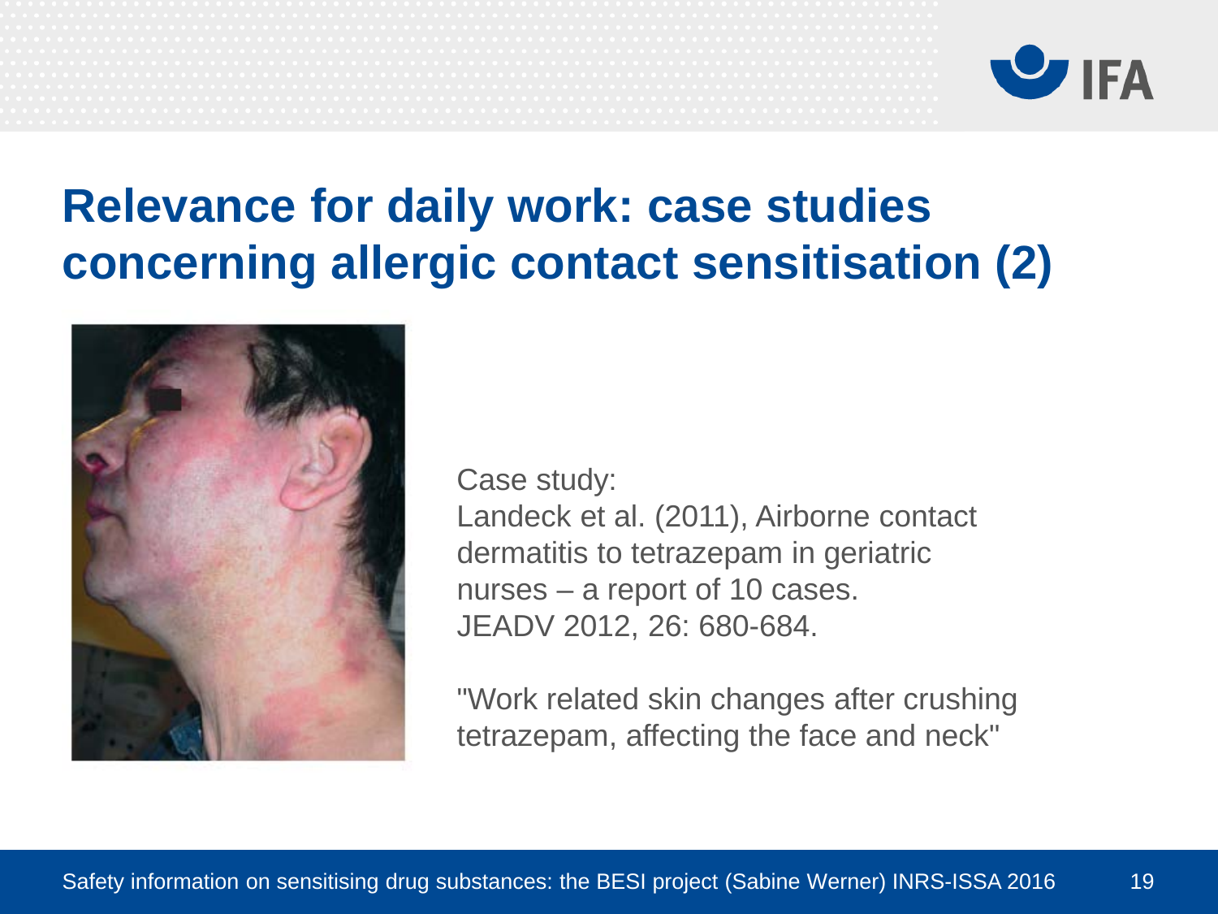# Relevance for daily work: case studies concerning allergic contact sensitisation (2)

Case study:
Landeck et al. (2011), Airborne contact dermatitis to tetrazepam in geriatric nurses – a report of 10 cases.
JEADV 2012, 26: 680-684.

"Work related skin changes after crushing tetrazepam, affecting the face and neck"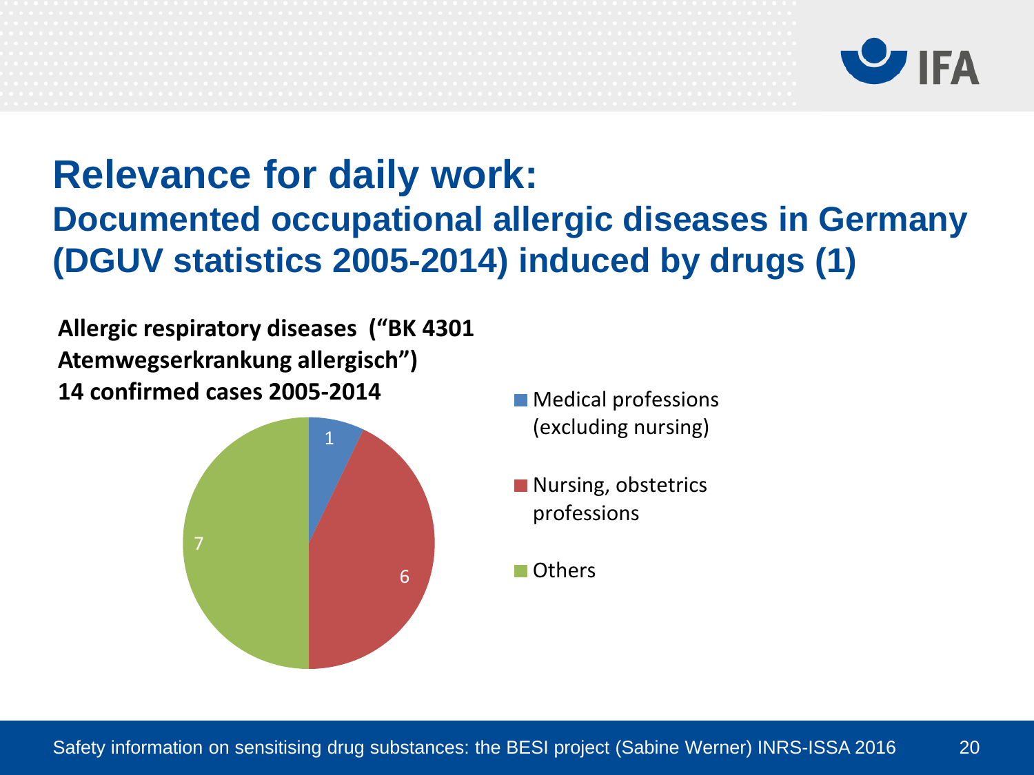# Relevance for daily work:

## Documented occupational allergic diseases in Germany (DGUV statistics 2005-2014) induced by drugs (1)

**Allergic respiratory diseases ("BK 4301 Atemwegserkrankung allergisch")**
**14 confirmed cases 2005-2014**

| Category | Cases |
|---|---|
| Medical professions (excluding nursing) | 1 |
| Nursing, obstetrics professions | 6 |
| Others | 7 |

Safety information on sensitising drug substances: the BESI project (Sabine Werner) INRS-ISSA 2016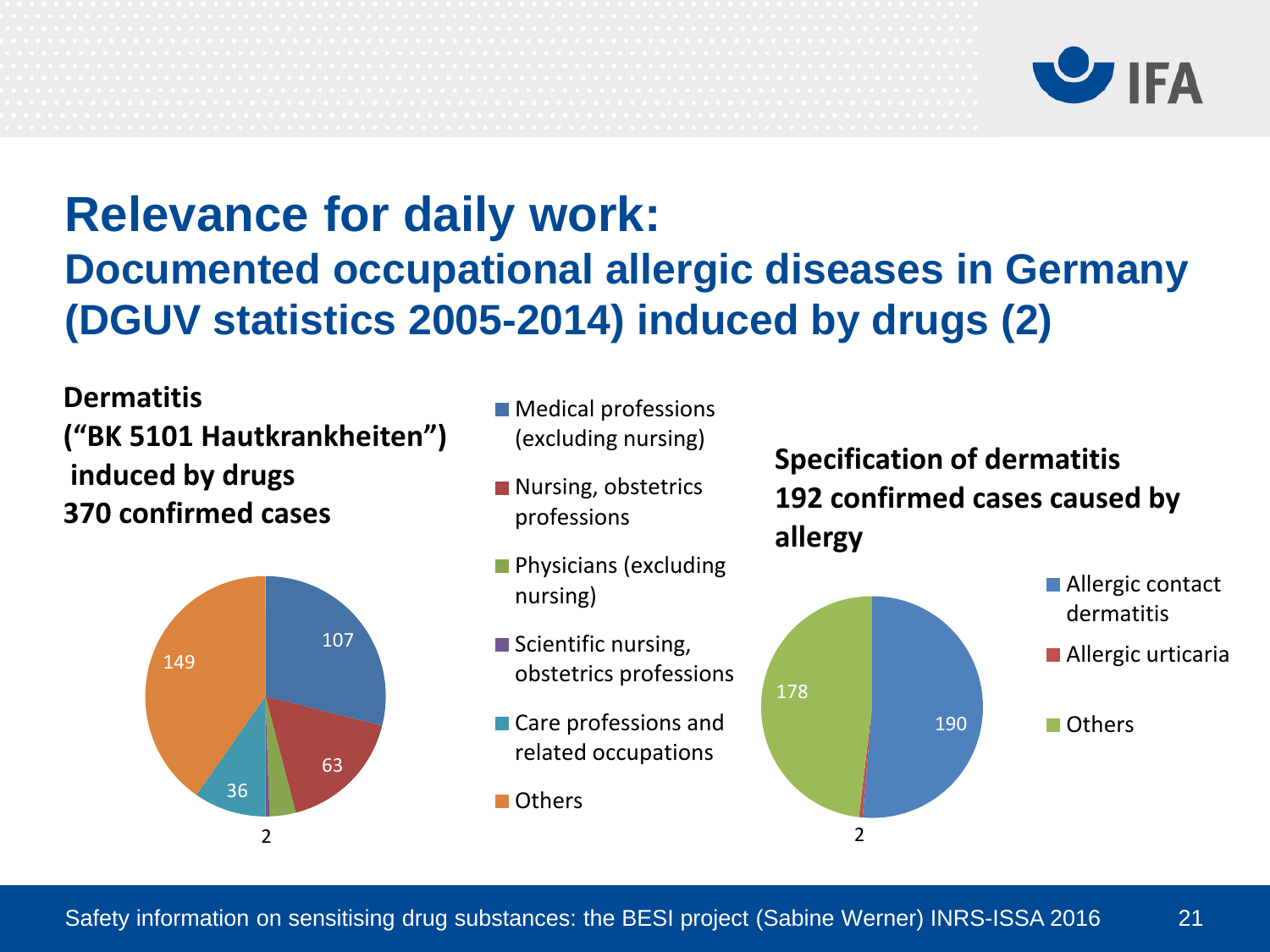# Relevance for daily work:

## Documented occupational allergic diseases in Germany (DGUV statistics 2005-2014) induced by drugs (2)

**Dermatitis**
**("BK 5101 Hautkrankheiten")**
**induced by drugs**
**370 confirmed cases**

| Category | Cases |
|---|---|
| Medical professions (excluding nursing) | 107 |
| Nursing, obstetrics professions | 63 |
| Physicians (excluding nursing) | 13 |
| Scientific nursing, obstetrics professions | 2 |
| Care professions and related occupations | 36 |
| Others | 149 |

**Specification of dermatitis**
**192 confirmed cases caused by allergy**

| Category | Cases |
|---|---|
| Allergic contact dermatitis | 190 |
| Allergic urticaria | 2 |
| Others | 178 |

Safety information on sensitising drug substances: the BESI project (Sabine Werner) INRS-ISSA 2016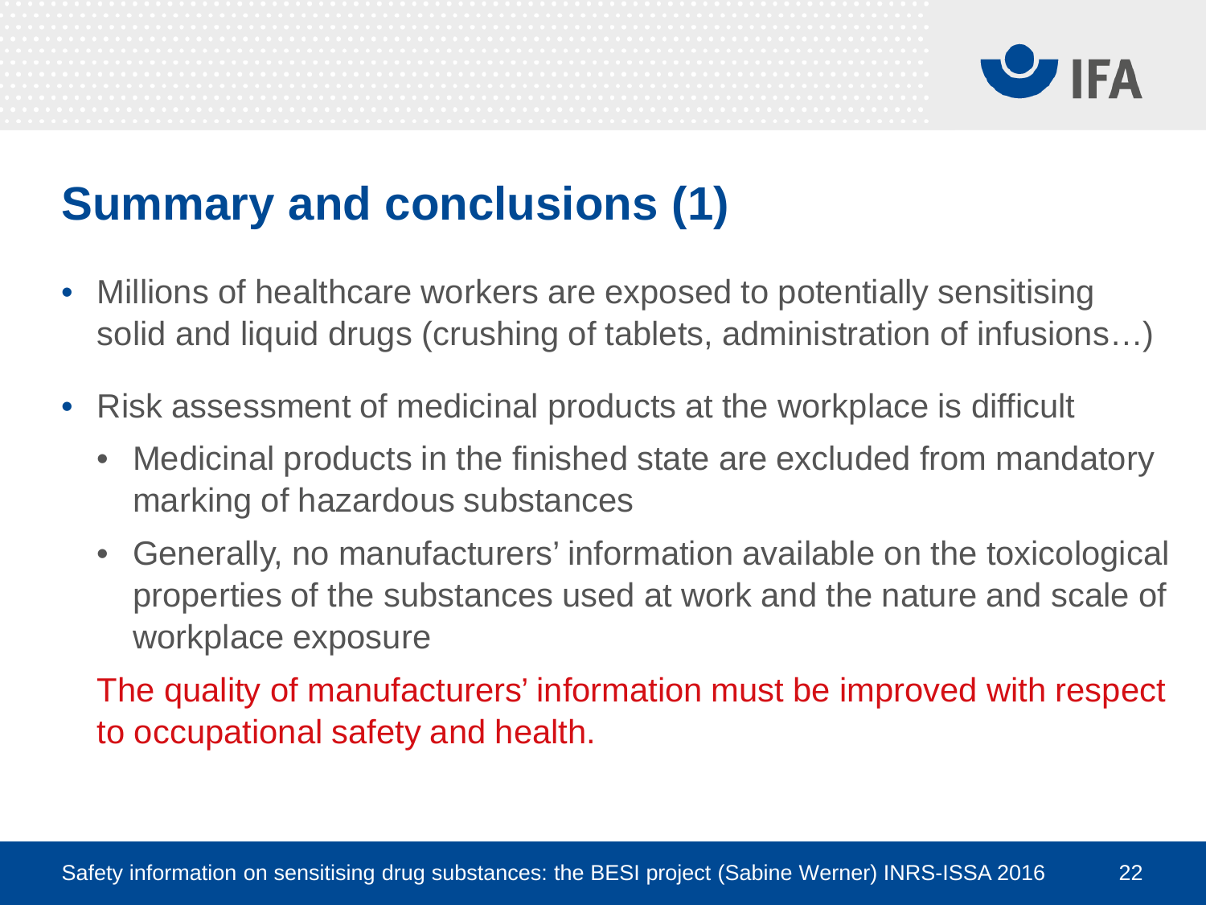# Summary and conclusions (1)

- Millions of healthcare workers are exposed to potentially sensitising solid and liquid drugs (crushing of tablets, administration of infusions…)
- Risk assessment of medicinal products at the workplace is difficult
  - Medicinal products in the finished state are excluded from mandatory marking of hazardous substances
  - Generally, no manufacturers' information available on the toxicological properties of the substances used at work and the nature and scale of workplace exposure

  The quality of manufacturers' information must be improved with respect to occupational safety and health.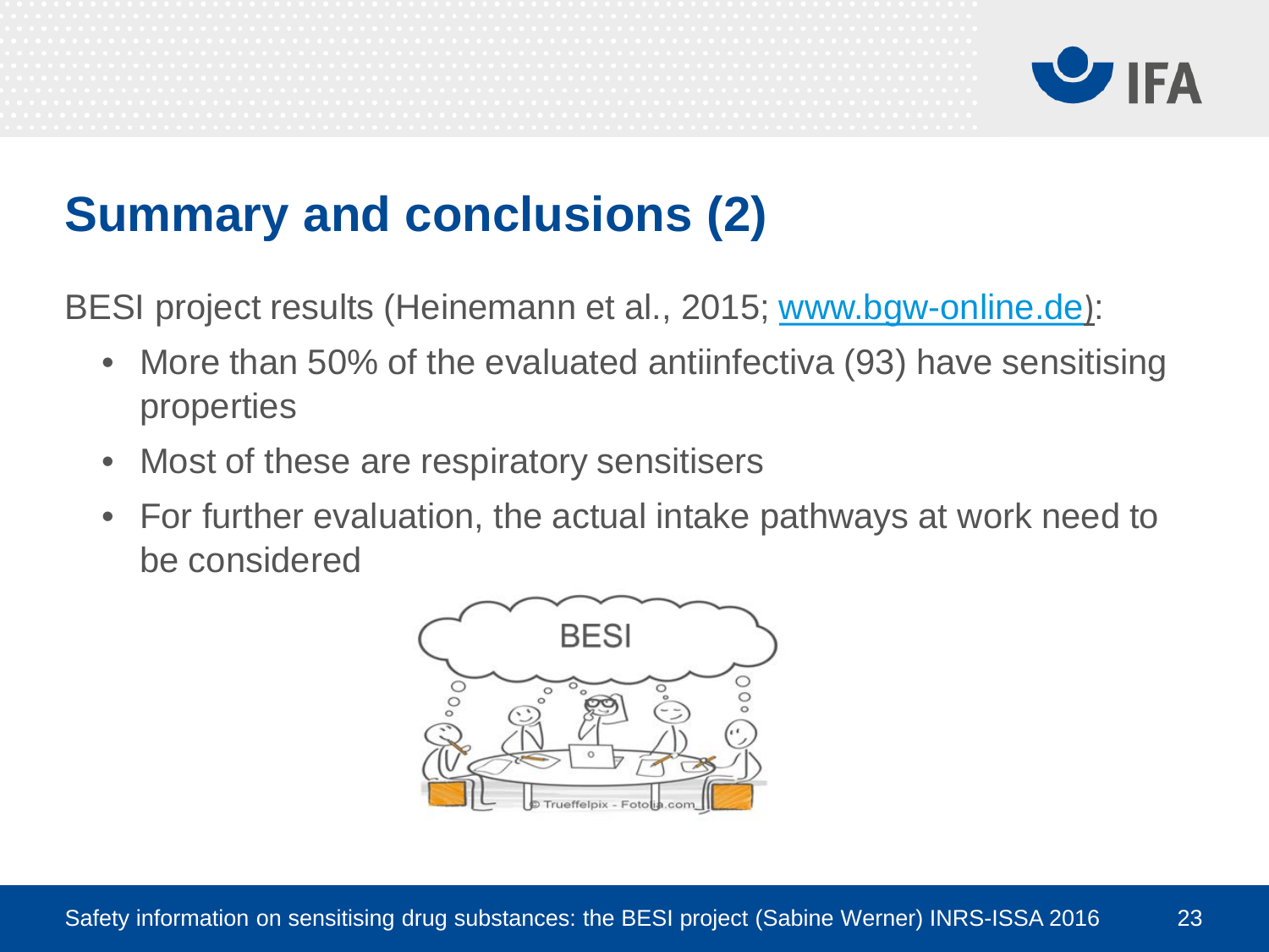# Summary and conclusions (2)

BESI project results (Heinemann et al., 2015; www.bgw-online.de):

- More than 50% of the evaluated antiinfectiva (93) have sensitising properties
- Most of these are respiratory sensitisers
- For further evaluation, the actual intake pathways at work need to be considered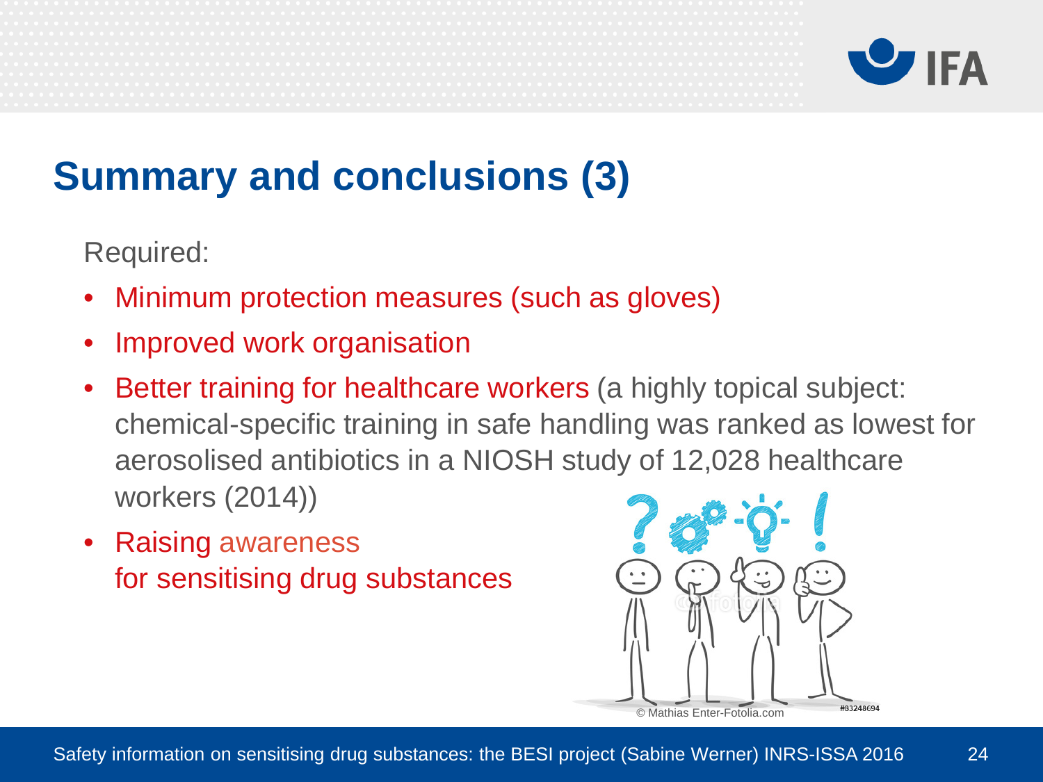# Summary and conclusions (3)

Required:

- Minimum protection measures (such as gloves)
- Improved work organisation
- Better training for healthcare workers (a highly topical subject: chemical-specific training in safe handling was ranked as lowest for aerosolised antibiotics in a NIOSH study of 12,028 healthcare workers (2014))
- Raising awareness for sensitising drug substances

© Mathias Enter-Fotolia.com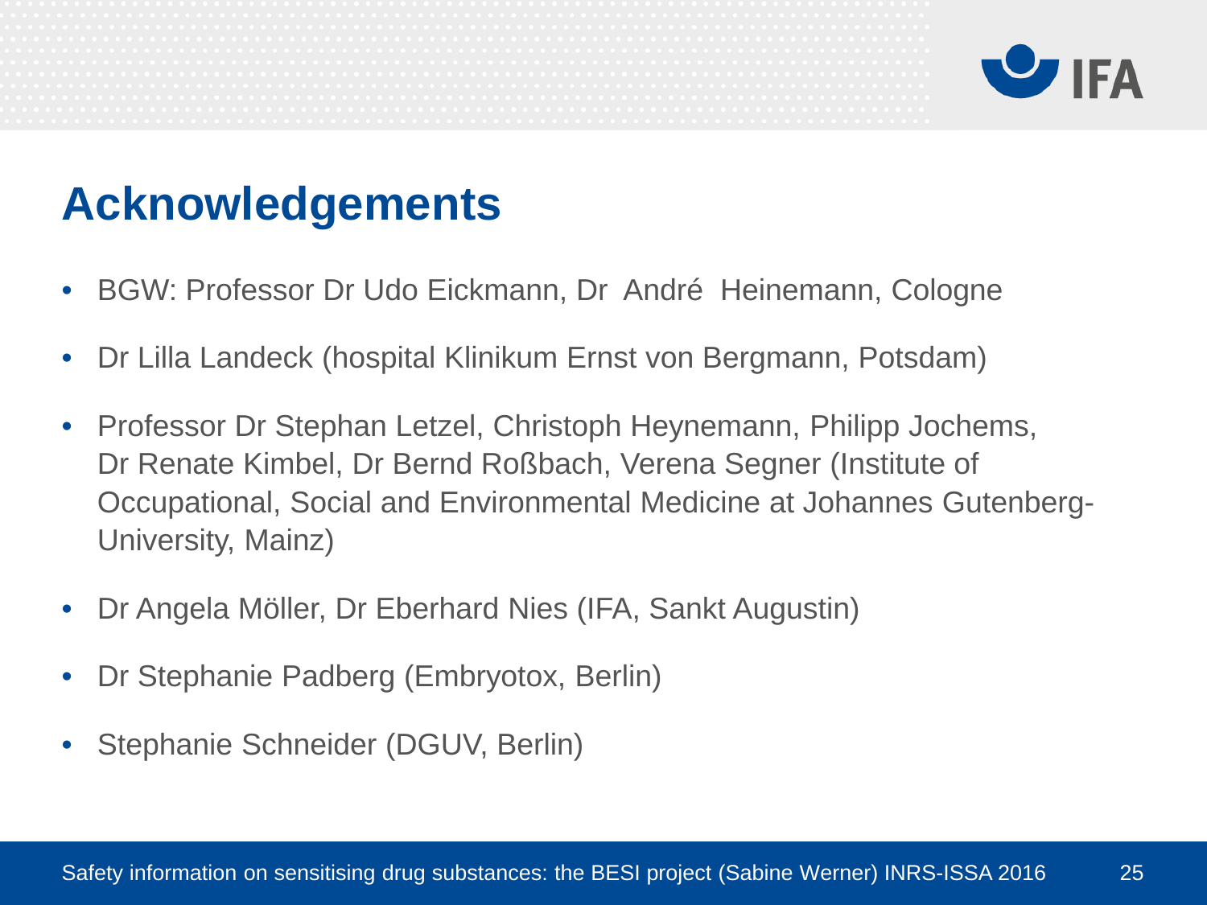# Acknowledgements

- BGW: Professor Dr Udo Eickmann, Dr André Heinemann, Cologne
- Dr Lilla Landeck (hospital Klinikum Ernst von Bergmann, Potsdam)
- Professor Dr Stephan Letzel, Christoph Heynemann, Philipp Jochems, Dr Renate Kimbel, Dr Bernd Roßbach, Verena Segner (Institute of Occupational, Social and Environmental Medicine at Johannes Gutenberg-University, Mainz)
- Dr Angela Möller, Dr Eberhard Nies (IFA, Sankt Augustin)
- Dr Stephanie Padberg (Embryotox, Berlin)
- Stephanie Schneider (DGUV, Berlin)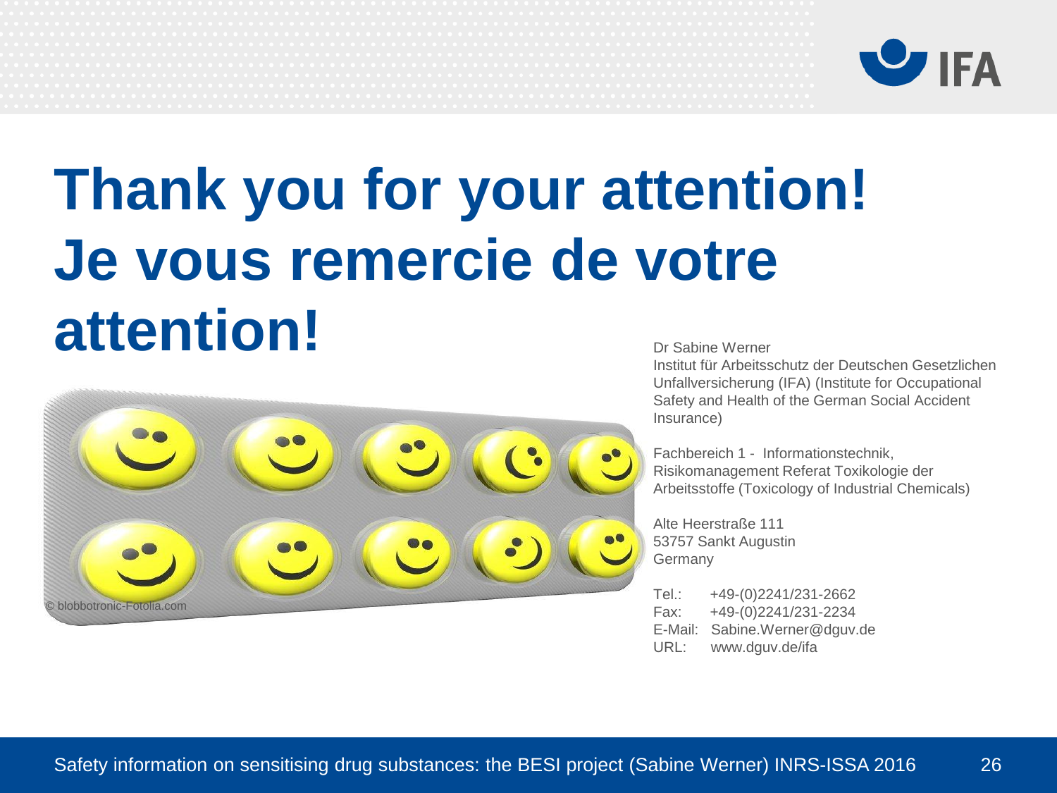# Thank you for your attention! Je vous remercie de votre attention!

© blobbotronic-Fotolia.com

Dr Sabine Werner
Institut für Arbeitsschutz der Deutschen Gesetzlichen Unfallversicherung (IFA) (Institute for Occupational Safety and Health of the German Social Accident Insurance)

Fachbereich 1 - Informationstechnik, Risikomanagement Referat Toxikologie der Arbeitsstoffe (Toxicology of Industrial Chemicals)

Alte Heerstraße 111
53757 Sankt Augustin
Germany

Tel.: +49-(0)2241/231-2662
Fax: +49-(0)2241/231-2234
E-Mail: Sabine.Werner@dguv.de
URL: www.dguv.de/ifa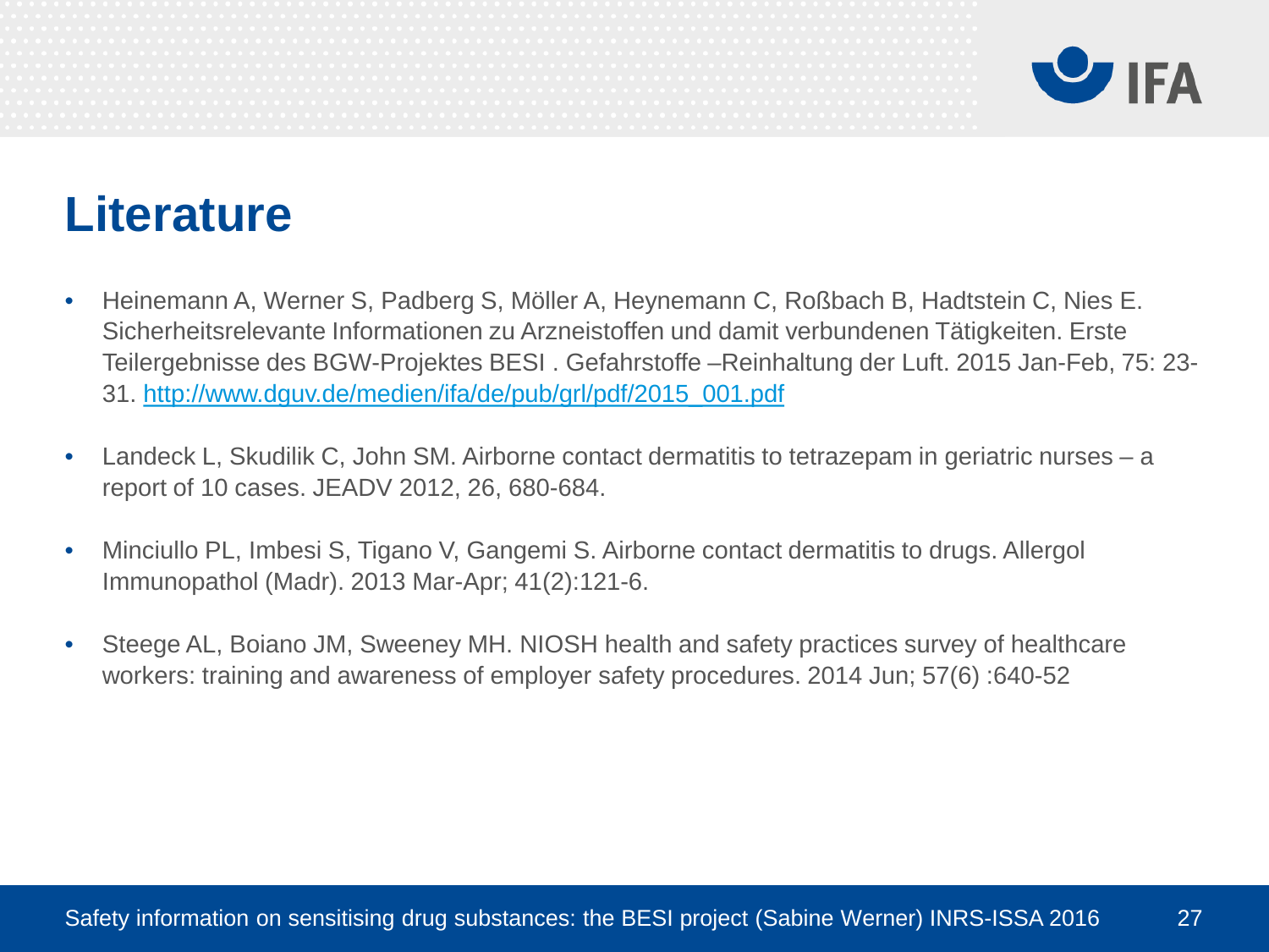# Literature

- Heinemann A, Werner S, Padberg S, Möller A, Heynemann C, Roßbach B, Hadtstein C, Nies E. Sicherheitsrelevante Informationen zu Arzneistoffen und damit verbundenen Tätigkeiten. Erste Teilergebnisse des BGW-Projektes BESI . Gefahrstoffe –Reinhaltung der Luft. 2015 Jan-Feb, 75: 23-31. http://www.dguv.de/medien/ifa/de/pub/grl/pdf/2015_001.pdf
- Landeck L, Skudilik C, John SM. Airborne contact dermatitis to tetrazepam in geriatric nurses – a report of 10 cases. JEADV 2012, 26, 680-684.
- Minciullo PL, Imbesi S, Tigano V, Gangemi S. Airborne contact dermatitis to drugs. Allergol Immunopathol (Madr). 2013 Mar-Apr; 41(2):121-6.
- Steege AL, Boiano JM, Sweeney MH. NIOSH health and safety practices survey of healthcare workers: training and awareness of employer safety procedures. 2014 Jun; 57(6) :640-52